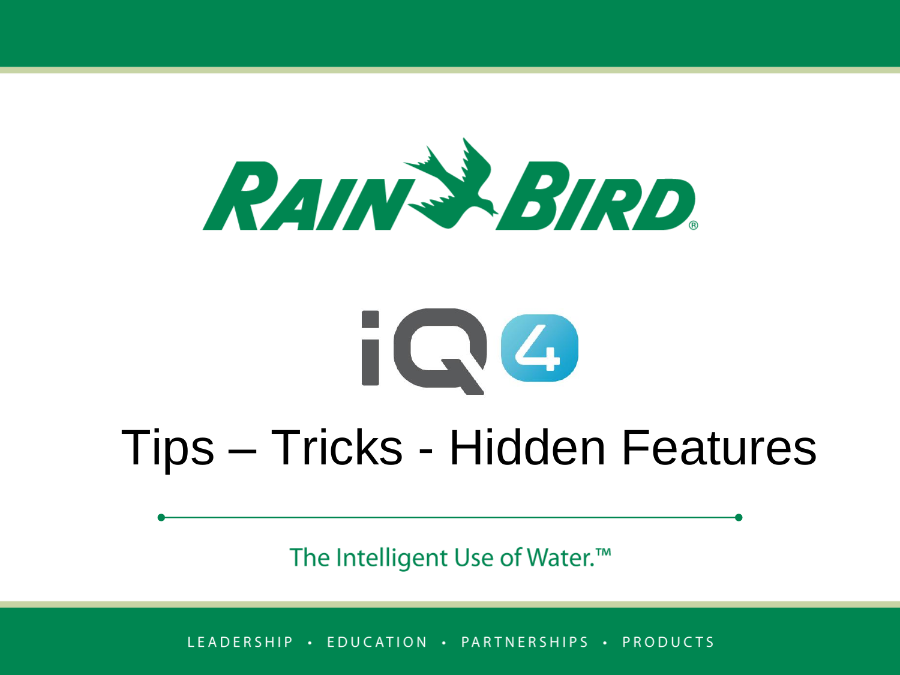RAIN BIRD

iQ4

# Tips – Tricks - Hidden Features

The Intelligent Use of Water.™

LEADERSHIP • EDUCATION • PARTNERSHIPS • PRODUCTS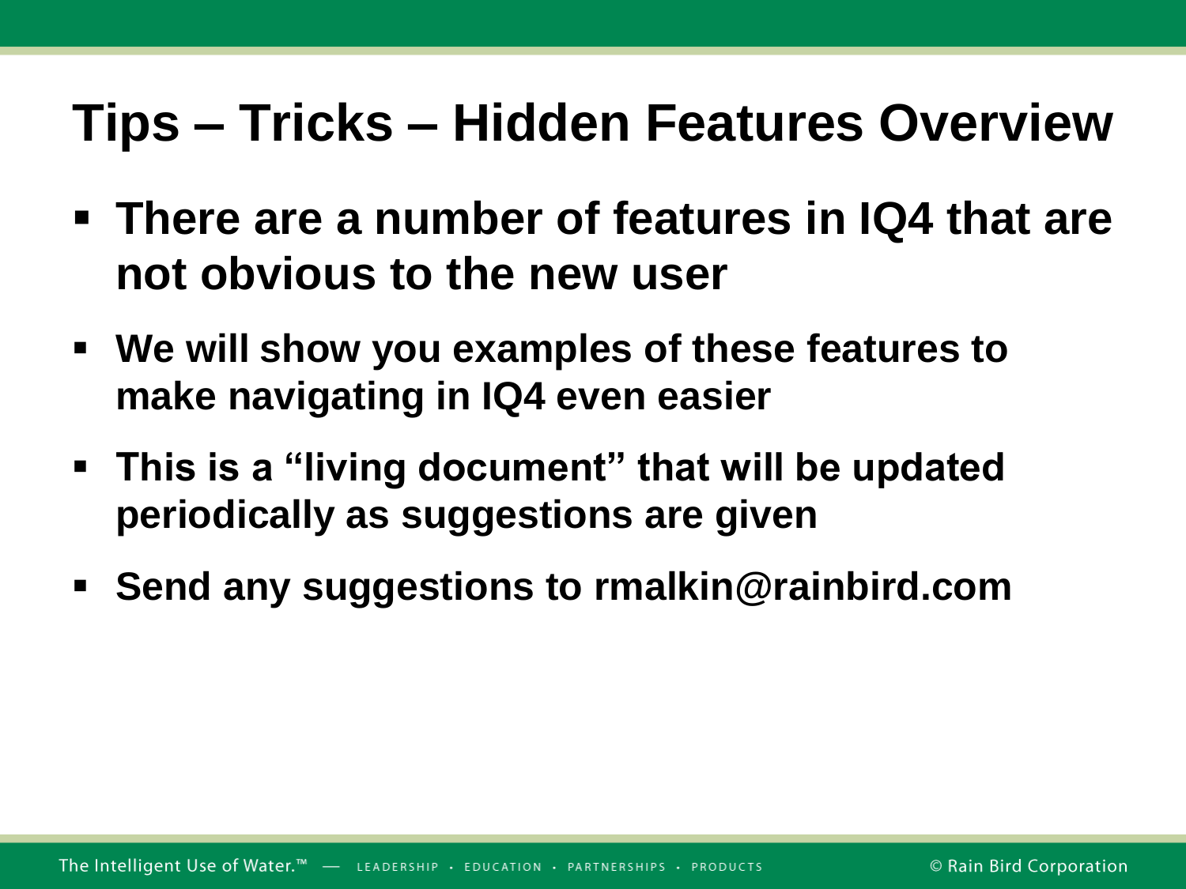# Tips – Tricks – Hidden Features Overview

- **There are a number of features in IQ4 that are not obvious to the new user**
- **We will show you examples of these features to make navigating in IQ4 even easier**
- **This is a "living document" that will be updated periodically as suggestions are given**
- **Send any suggestions to rmalkin@rainbird.com**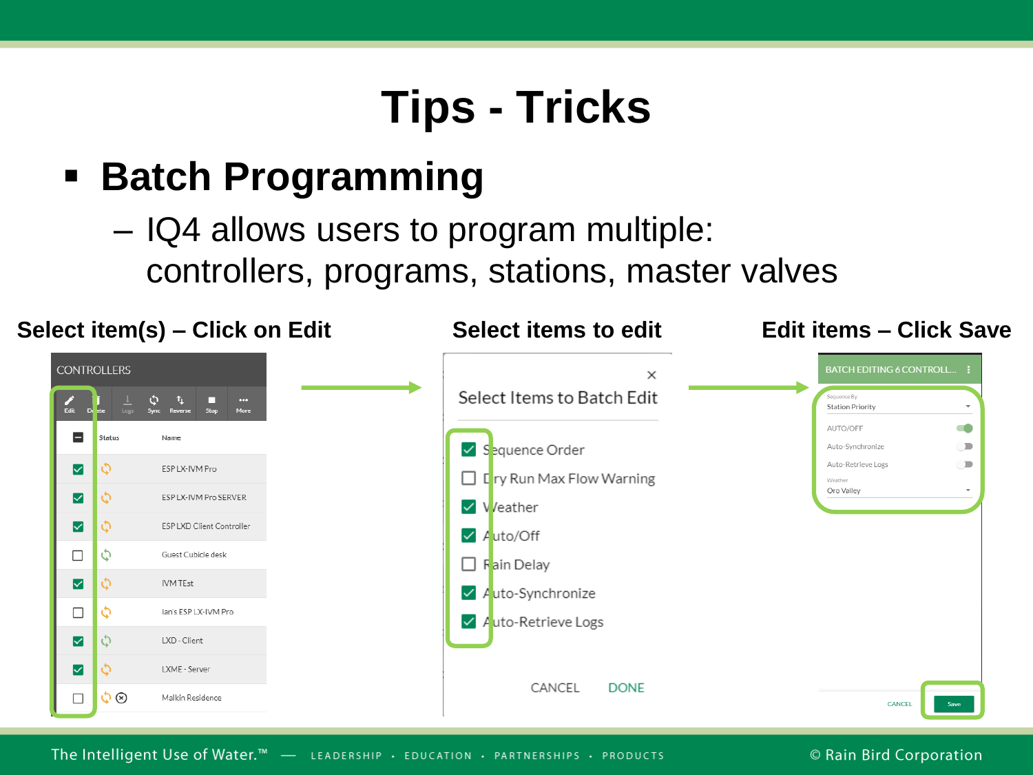# Tips - Tricks

- **Batch Programming**
  - IQ4 allows users to program multiple: controllers, programs, stations, master valves

**Select item(s) – Click on Edit**

**Select items to edit**

**Edit items – Click Save**

CONTROLLERS

Edit Delete Logs Sync Reverse Stop More

| | Status | Name |
|---|---|---|
| ☑ | | ESP LX-IVM Pro |
| ☑ | | ESP LX-IVM Pro SERVER |
| ☑ | | ESP LXD Client Controller |
| ☐ | | Guest Cubicle desk |
| ☑ | | IVM TEst |
| ☐ | | Ian's ESP LX-IVM Pro |
| ☑ | | LXD - Client |
| ☑ | | LXME - Server |
| ☐ | | Malkin Residence |

Select Items to Batch Edit

- ☑ Sequence Order
- ☐ Dry Run Max Flow Warning
- ☑ Weather
- ☑ Auto/Off
- ☐ Rain Delay
- ☑ Auto-Synchronize
- ☑ Auto-Retrieve Logs

CANCEL DONE

BATCH EDITING 6 CONTROLL...

Sequence By: Station Priority

AUTO/OFF

Auto-Synchronize

Auto-Retrieve Logs

Weather: Oro Valley

CANCEL Save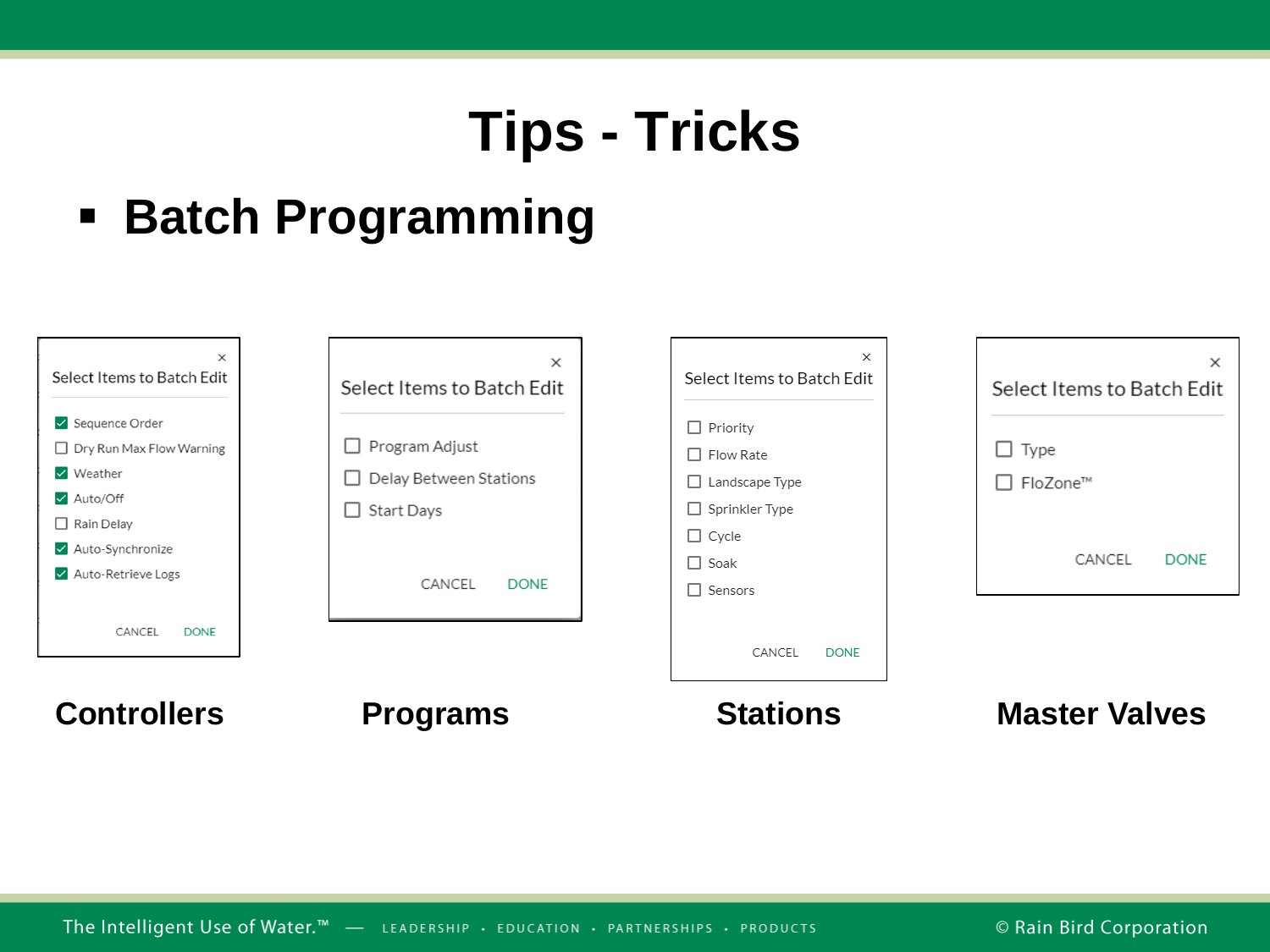# Tips - Tricks

- **Batch Programming**

**Select Items to Batch Edit**

- [x] Sequence Order
- [ ] Dry Run Max Flow Warning
- [x] Weather
- [x] Auto/Off
- [ ] Rain Delay
- [x] Auto-Synchronize
- [x] Auto-Retrieve Logs

CANCEL DONE

**Controllers**

**Select Items to Batch Edit**

- [ ] Program Adjust
- [ ] Delay Between Stations
- [ ] Start Days

CANCEL DONE

**Programs**

**Select Items to Batch Edit**

- [ ] Priority
- [ ] Flow Rate
- [ ] Landscape Type
- [ ] Sprinkler Type
- [ ] Cycle
- [ ] Soak
- [ ] Sensors

CANCEL DONE

**Stations**

**Select Items to Batch Edit**

- [ ] Type
- [ ] FloZone™

CANCEL DONE

**Master Valves**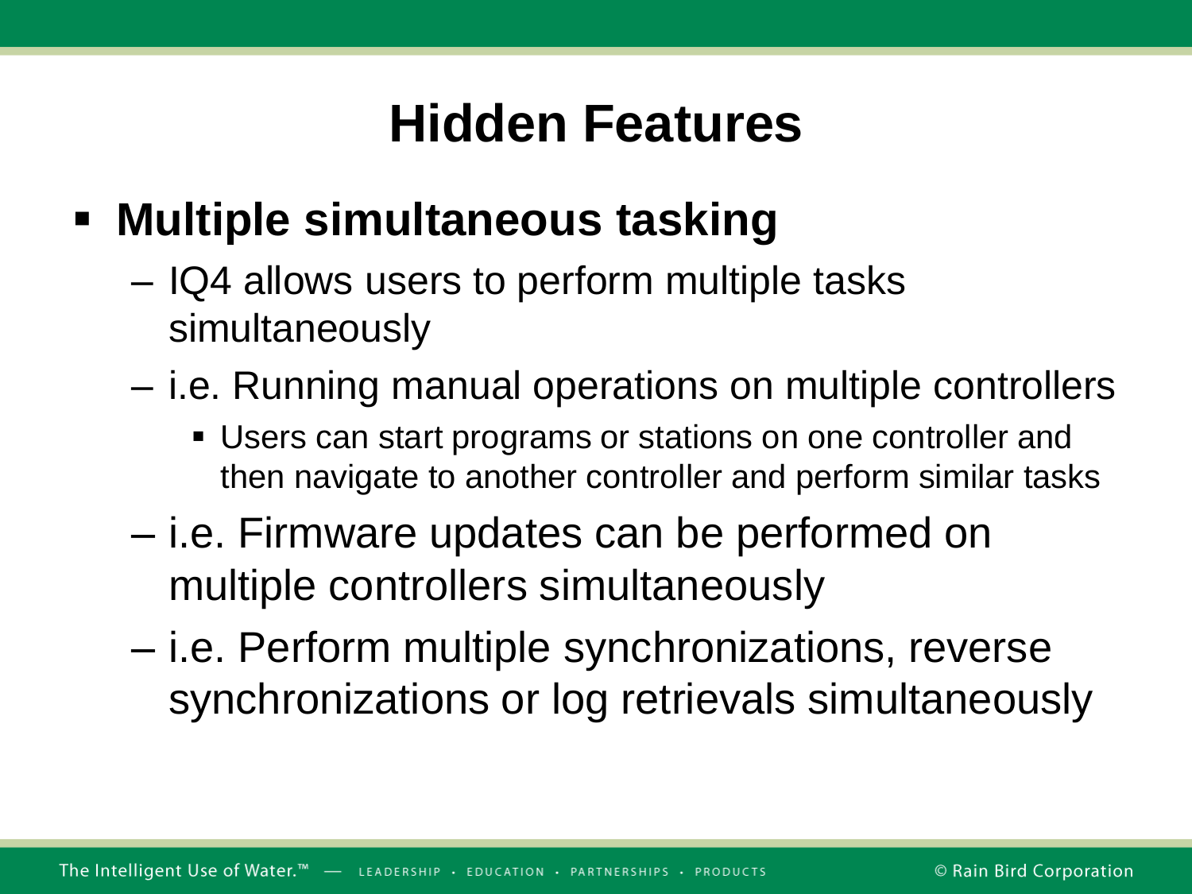# Hidden Features

- **Multiple simultaneous tasking**
  - IQ4 allows users to perform multiple tasks simultaneously
  - i.e. Running manual operations on multiple controllers
    - Users can start programs or stations on one controller and then navigate to another controller and perform similar tasks
  - i.e. Firmware updates can be performed on multiple controllers simultaneously
  - i.e. Perform multiple synchronizations, reverse synchronizations or log retrievals simultaneously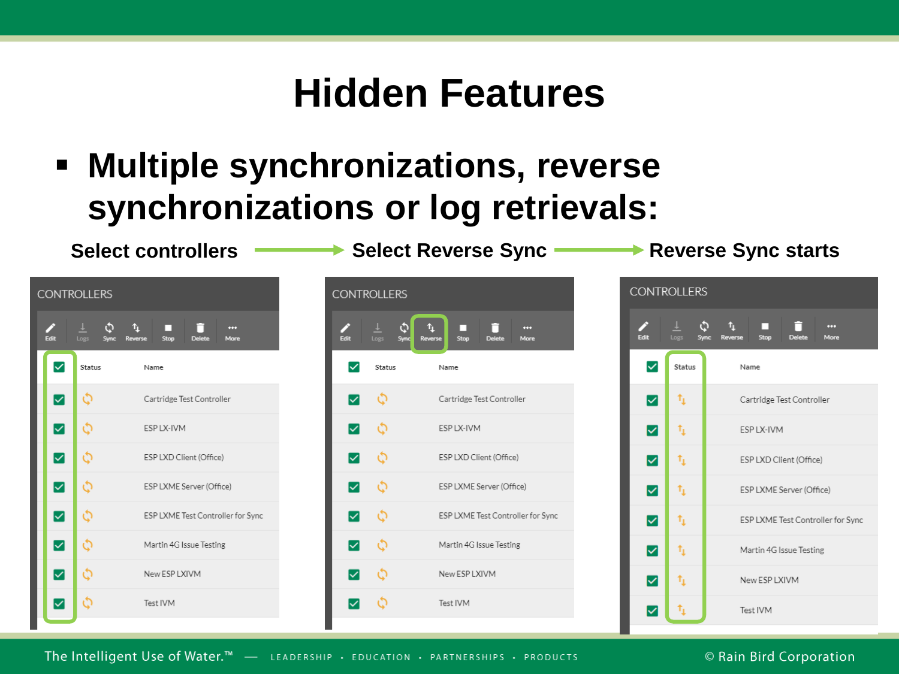# Hidden Features

- **Multiple synchronizations, reverse synchronizations or log retrievals:**

**Select controllers** → **Select Reverse Sync** → **Reverse Sync starts**

CONTROLLERS

Edit | Logs | Sync | Reverse | Stop | Delete | More

| ☑ | Status | Name |
|---|---|---|
| ☑ | | Cartridge Test Controller |
| ☑ | | ESP LX-IVM |
| ☑ | | ESP LXD Client (Office) |
| ☑ | | ESP LXME Server (Office) |
| ☑ | | ESP LXME Test Controller for Sync |
| ☑ | | Martin 4G Issue Testing |
| ☑ | | New ESP LXIVM |
| ☑ | | Test IVM |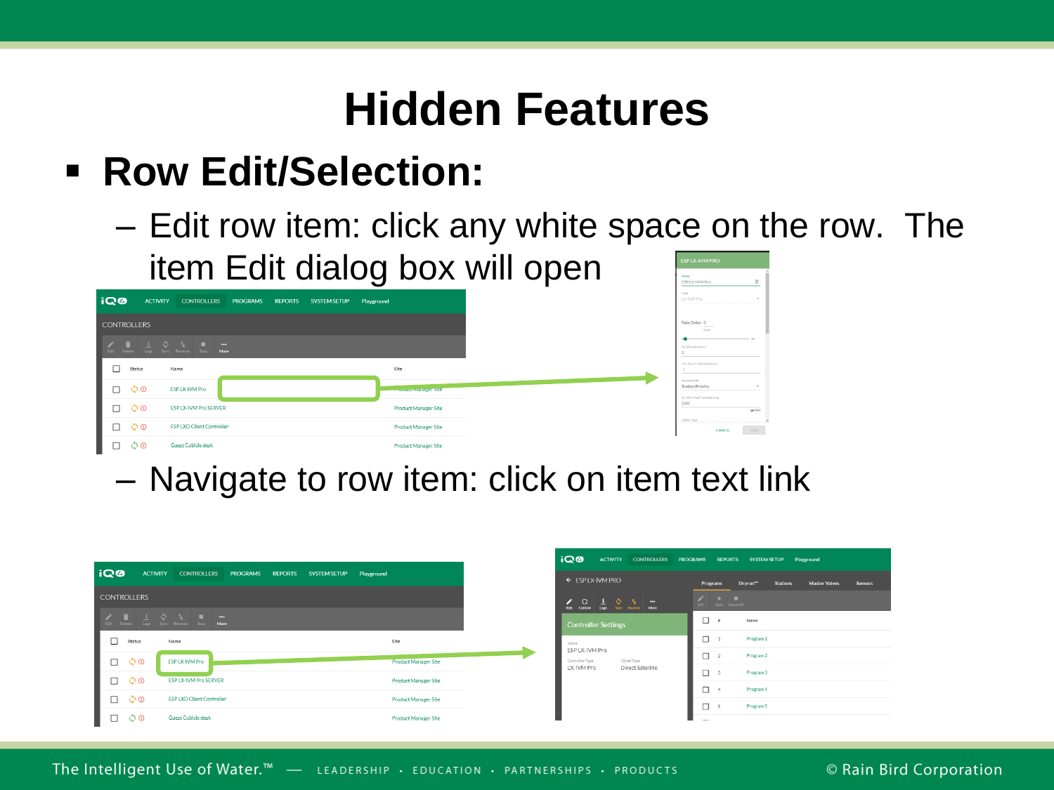# Hidden Features

- **Row Edit/Selection:**
  - Edit row item: click any white space on the row. The item Edit dialog box will open
  - Navigate to row item: click on item text link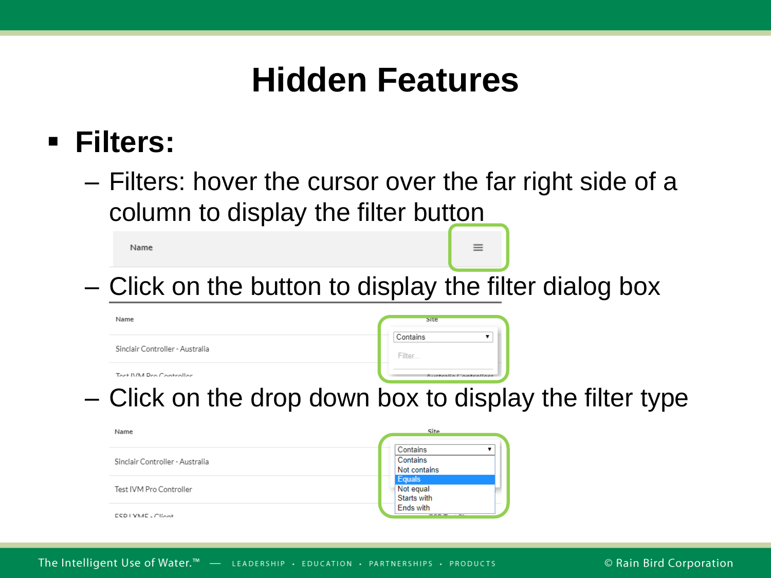# Hidden Features

- **Filters:**
  - Filters: hover the cursor over the far right side of a column to display the filter button
  - Click on the button to display the filter dialog box
  - Click on the drop down box to display the filter type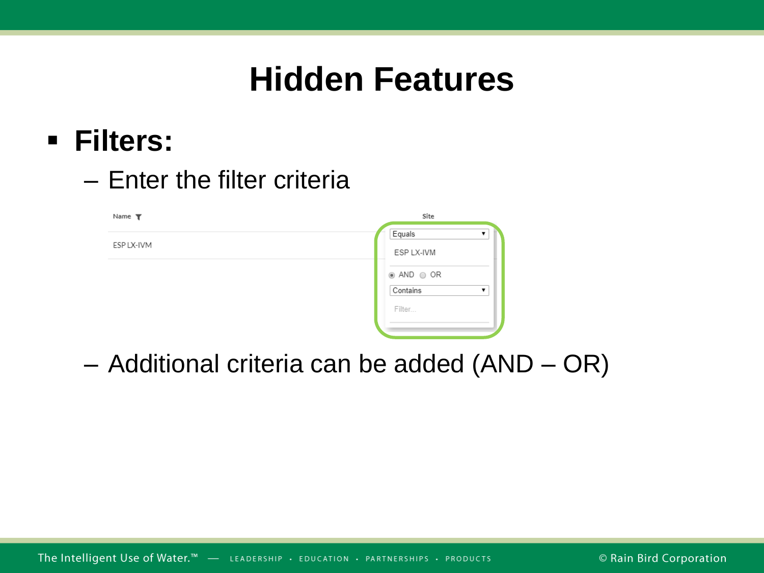# Hidden Features

- **Filters:**
  - Enter the filter criteria

| Name | Site |
| --- | --- |
| ESP LX-IVM | |

Equals
ESP LX-IVM
AND OR
Contains
Filter...

  - Additional criteria can be added (AND – OR)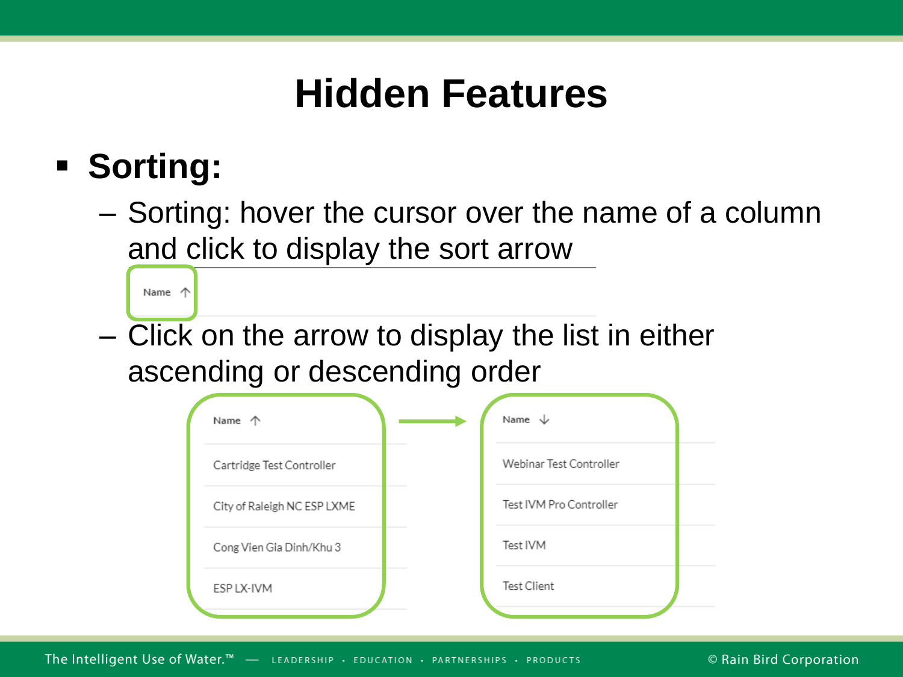# Hidden Features

- **Sorting:**
  - Sorting: hover the cursor over the name of a column and click to display the sort arrow

Name ↑

  - Click on the arrow to display the list in either ascending or descending order

| Name ↑ |
| --- |
| Cartridge Test Controller |
| City of Raleigh NC ESP LXME |
| Cong Vien Gia Dinh/Khu 3 |
| ESP LX-IVM |

→

| Name ↓ |
| --- |
| Webinar Test Controller |
| Test IVM Pro Controller |
| Test IVM |
| Test Client |